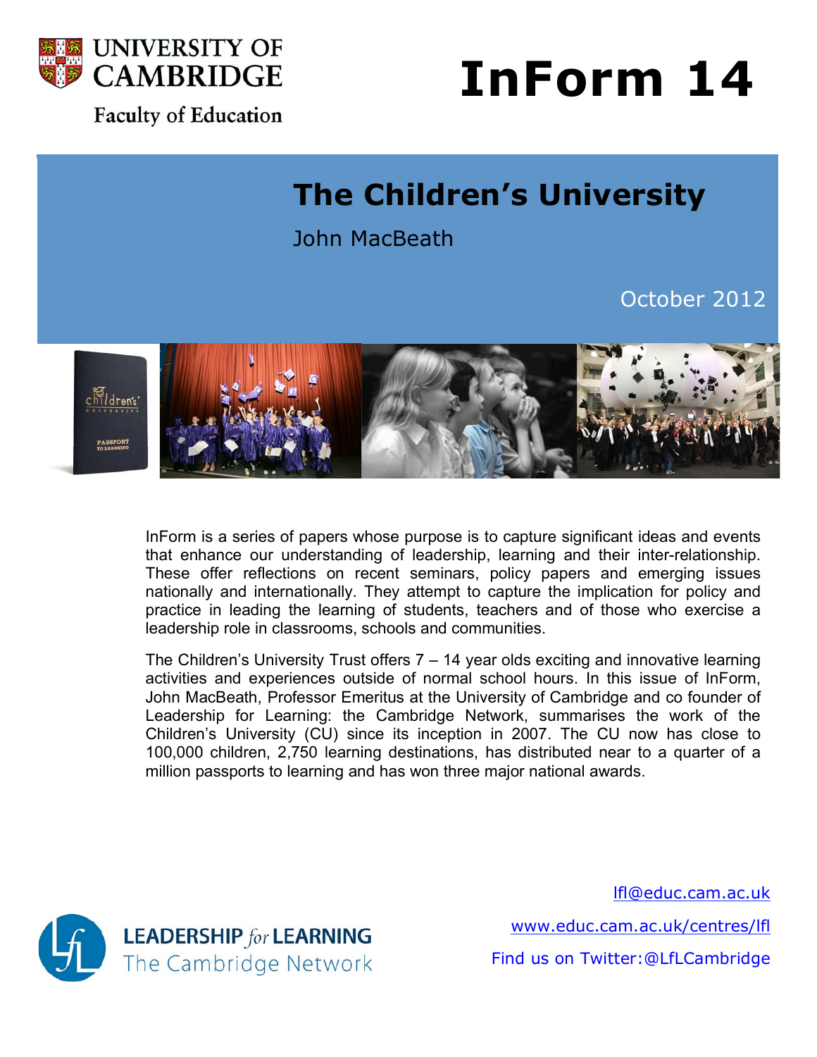UNIVERSITY OF CAMBRIDGE

Faculty of Education

# InForm 14

## The Children's University

John MacBeath

October 2012

InForm is a series of papers whose purpose is to capture significant ideas and events that enhance our understanding of leadership, learning and their inter-relationship. These offer reflections on recent seminars, policy papers and emerging issues nationally and internationally. They attempt to capture the implication for policy and practice in leading the learning of students, teachers and of those who exercise a leadership role in classrooms, schools and communities.

The Children's University Trust offers 7 – 14 year olds exciting and innovative learning activities and experiences outside of normal school hours. In this issue of InForm, John MacBeath, Professor Emeritus at the University of Cambridge and co founder of Leadership for Learning: the Cambridge Network, summarises the work of the Children's University (CU) since its inception in 2007. The CU now has close to 100,000 children, 2,750 learning destinations, has distributed near to a quarter of a million passports to learning and has won three major national awards.

LEADERSHIP *for* LEARNING
The Cambridge Network

lfl@educ.cam.ac.uk

www.educ.cam.ac.uk/centres/lfl

Find us on Twitter:@LfLCambridge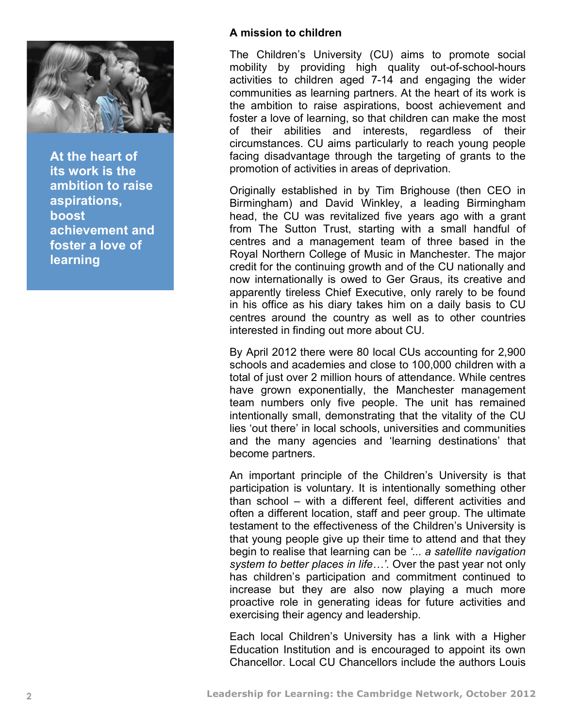At the heart of its work is the ambition to raise aspirations, boost achievement and foster a love of learning

### A mission to children

The Children's University (CU) aims to promote social mobility by providing high quality out-of-school-hours activities to children aged 7-14 and engaging the wider communities as learning partners. At the heart of its work is the ambition to raise aspirations, boost achievement and foster a love of learning, so that children can make the most of their abilities and interests, regardless of their circumstances. CU aims particularly to reach young people facing disadvantage through the targeting of grants to the promotion of activities in areas of deprivation.

Originally established in by Tim Brighouse (then CEO in Birmingham) and David Winkley, a leading Birmingham head, the CU was revitalized five years ago with a grant from The Sutton Trust, starting with a small handful of centres and a management team of three based in the Royal Northern College of Music in Manchester. The major credit for the continuing growth and of the CU nationally and now internationally is owed to Ger Graus, its creative and apparently tireless Chief Executive, only rarely to be found in his office as his diary takes him on a daily basis to CU centres around the country as well as to other countries interested in finding out more about CU.

By April 2012 there were 80 local CUs accounting for 2,900 schools and academies and close to 100,000 children with a total of just over 2 million hours of attendance. While centres have grown exponentially, the Manchester management team numbers only five people. The unit has remained intentionally small, demonstrating that the vitality of the CU lies 'out there' in local schools, universities and communities and the many agencies and 'learning destinations' that become partners.

An important principle of the Children's University is that participation is voluntary. It is intentionally something other than school – with a different feel, different activities and often a different location, staff and peer group. The ultimate testament to the effectiveness of the Children's University is that young people give up their time to attend and that they begin to realise that learning can be *'... a satellite navigation system to better places in life…'*. Over the past year not only has children's participation and commitment continued to increase but they are also now playing a much more proactive role in generating ideas for future activities and exercising their agency and leadership.

Each local Children's University has a link with a Higher Education Institution and is encouraged to appoint its own Chancellor. Local CU Chancellors include the authors Louis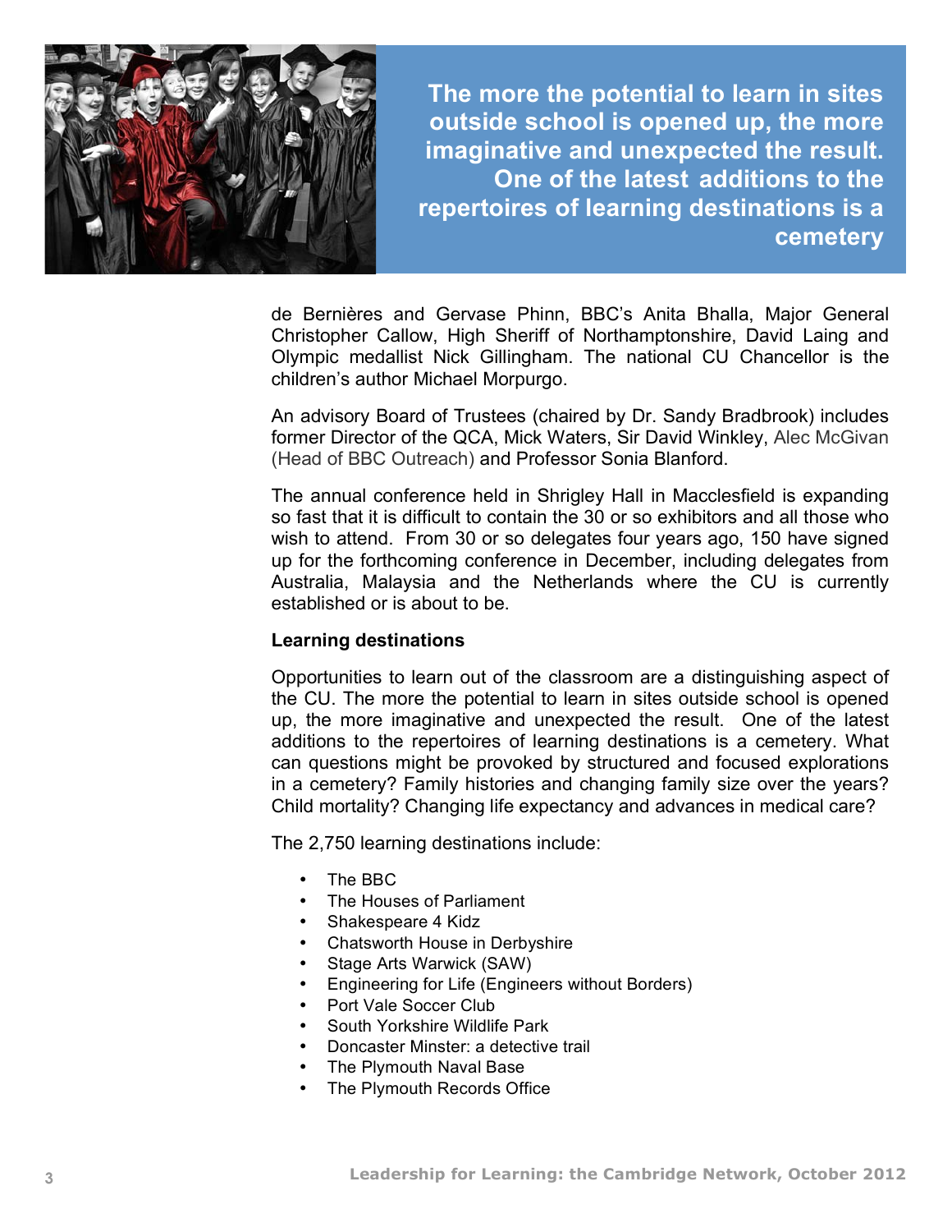**The more the potential to learn in sites outside school is opened up, the more imaginative and unexpected the result. One of the latest additions to the repertoires of learning destinations is a cemetery**

de Bernières and Gervase Phinn, BBC's Anita Bhalla, Major General Christopher Callow, High Sheriff of Northamptonshire, David Laing and Olympic medallist Nick Gillingham. The national CU Chancellor is the children's author Michael Morpurgo.

An advisory Board of Trustees (chaired by Dr. Sandy Bradbrook) includes former Director of the QCA, Mick Waters, Sir David Winkley, Alec McGivan (Head of BBC Outreach) and Professor Sonia Blanford.

The annual conference held in Shrigley Hall in Macclesfield is expanding so fast that it is difficult to contain the 30 or so exhibitors and all those who wish to attend. From 30 or so delegates four years ago, 150 have signed up for the forthcoming conference in December, including delegates from Australia, Malaysia and the Netherlands where the CU is currently established or is about to be.

**Learning destinations**

Opportunities to learn out of the classroom are a distinguishing aspect of the CU. The more the potential to learn in sites outside school is opened up, the more imaginative and unexpected the result. One of the latest additions to the repertoires of learning destinations is a cemetery. What can questions might be provoked by structured and focused explorations in a cemetery? Family histories and changing family size over the years? Child mortality? Changing life expectancy and advances in medical care?

The 2,750 learning destinations include:

- The BBC
- The Houses of Parliament
- Shakespeare 4 Kidz
- Chatsworth House in Derbyshire
- Stage Arts Warwick (SAW)
- Engineering for Life (Engineers without Borders)
- Port Vale Soccer Club
- South Yorkshire Wildlife Park
- Doncaster Minster: a detective trail
- The Plymouth Naval Base
- The Plymouth Records Office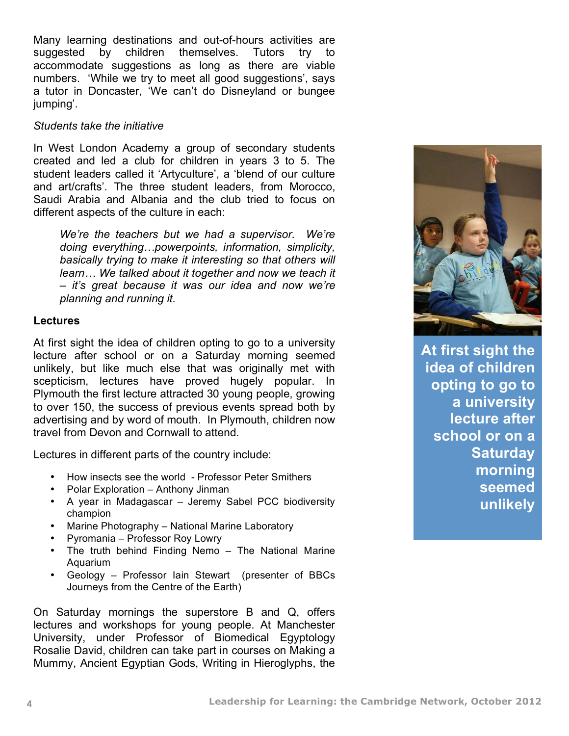Many learning destinations and out-of-hours activities are suggested by children themselves. Tutors try to accommodate suggestions as long as there are viable numbers. 'While we try to meet all good suggestions', says a tutor in Doncaster, 'We can't do Disneyland or bungee jumping'.

*Students take the initiative*

In West London Academy a group of secondary students created and led a club for children in years 3 to 5. The student leaders called it 'Artyculture', a 'blend of our culture and art/crafts'. The three student leaders, from Morocco, Saudi Arabia and Albania and the club tried to focus on different aspects of the culture in each:

> *We're the teachers but we had a supervisor. We're doing everything…powerpoints, information, simplicity, basically trying to make it interesting so that others will learn… We talked about it together and now we teach it – it's great because it was our idea and now we're planning and running it.*

**Lectures**

At first sight the idea of children opting to go to a university lecture after school or on a Saturday morning seemed unlikely, but like much else that was originally met with scepticism, lectures have proved hugely popular. In Plymouth the first lecture attracted 30 young people, growing to over 150, the success of previous events spread both by advertising and by word of mouth. In Plymouth, children now travel from Devon and Cornwall to attend.

Lectures in different parts of the country include:

- How insects see the world - Professor Peter Smithers
- Polar Exploration – Anthony Jinman
- A year in Madagascar – Jeremy Sabel PCC biodiversity champion
- Marine Photography – National Marine Laboratory
- Pyromania – Professor Roy Lowry
- The truth behind Finding Nemo – The National Marine Aquarium
- Geology – Professor Iain Stewart (presenter of BBCs Journeys from the Centre of the Earth)

On Saturday mornings the superstore B and Q, offers lectures and workshops for young people. At Manchester University, under Professor of Biomedical Egyptology Rosalie David, children can take part in courses on Making a Mummy, Ancient Egyptian Gods, Writing in Hieroglyphs, the

**At first sight the idea of children opting to go to a university lecture after school or on a Saturday morning seemed unlikely**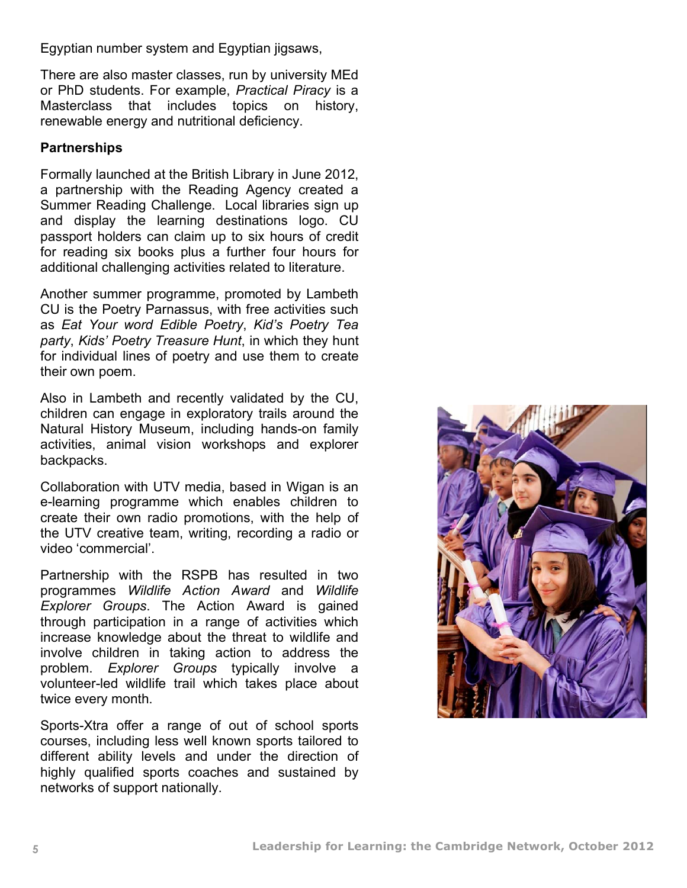Egyptian number system and Egyptian jigsaws,

There are also master classes, run by university MEd or PhD students. For example, *Practical Piracy* is a Masterclass that includes topics on history, renewable energy and nutritional deficiency.

**Partnerships**

Formally launched at the British Library in June 2012, a partnership with the Reading Agency created a Summer Reading Challenge. Local libraries sign up and display the learning destinations logo. CU passport holders can claim up to six hours of credit for reading six books plus a further four hours for additional challenging activities related to literature.

Another summer programme, promoted by Lambeth CU is the Poetry Parnassus, with free activities such as *Eat Your word Edible Poetry*, *Kid's Poetry Tea party*, *Kids' Poetry Treasure Hunt*, in which they hunt for individual lines of poetry and use them to create their own poem.

Also in Lambeth and recently validated by the CU, children can engage in exploratory trails around the Natural History Museum, including hands-on family activities, animal vision workshops and explorer backpacks.

Collaboration with UTV media, based in Wigan is an e-learning programme which enables children to create their own radio promotions, with the help of the UTV creative team, writing, recording a radio or video 'commercial'.

Partnership with the RSPB has resulted in two programmes *Wildlife Action Award* and *Wildlife Explorer Groups*. The Action Award is gained through participation in a range of activities which increase knowledge about the threat to wildlife and involve children in taking action to address the problem. *Explorer Groups* typically involve a volunteer-led wildlife trail which takes place about twice every month.

Sports-Xtra offer a range of out of school sports courses, including less well known sports tailored to different ability levels and under the direction of highly qualified sports coaches and sustained by networks of support nationally.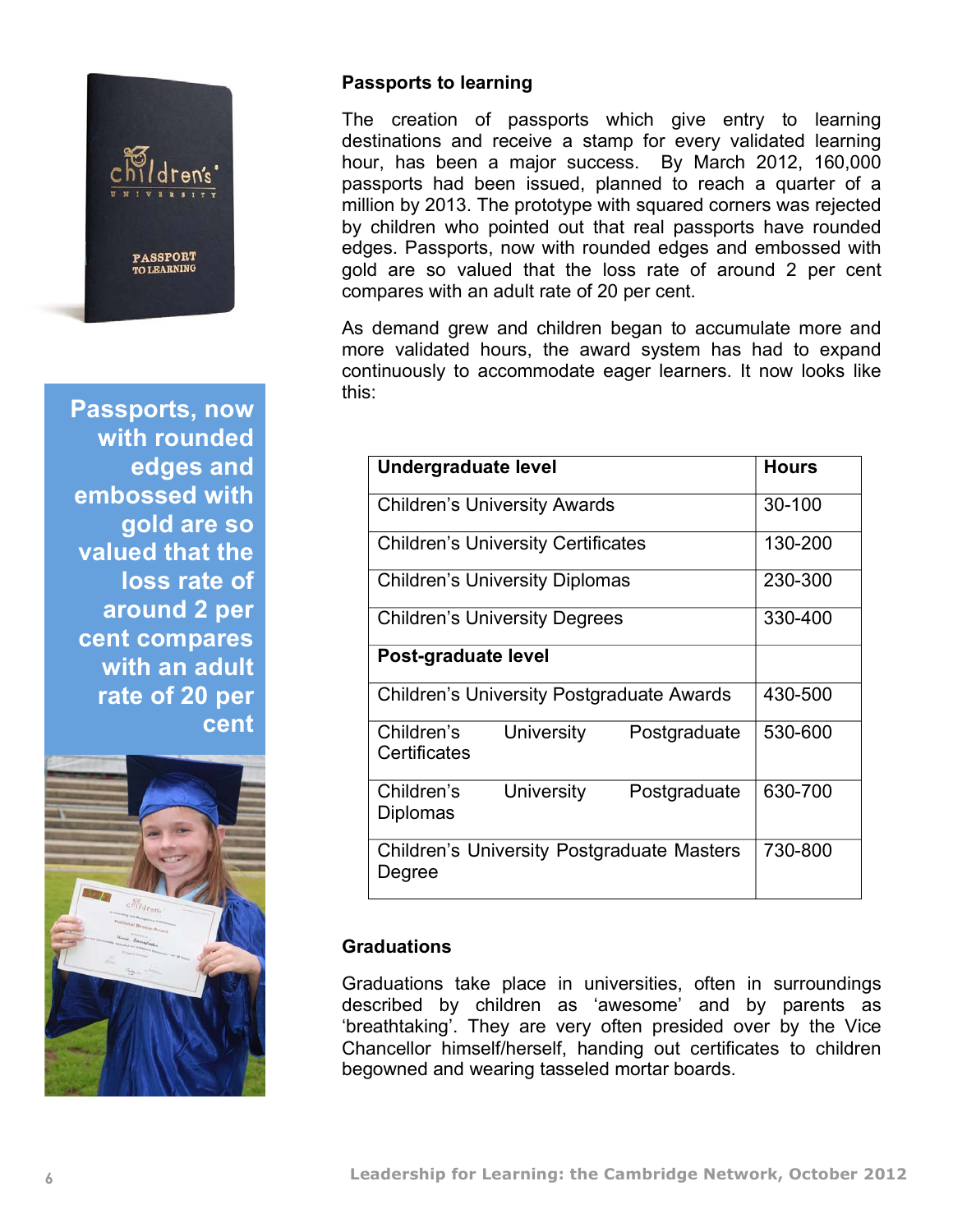Passports, now with rounded edges and embossed with gold are so valued that the loss rate of around 2 per cent compares with an adult rate of 20 per cent

### Passports to learning

The creation of passports which give entry to learning destinations and receive a stamp for every validated learning hour, has been a major success. By March 2012, 160,000 passports had been issued, planned to reach a quarter of a million by 2013. The prototype with squared corners was rejected by children who pointed out that real passports have rounded edges. Passports, now with rounded edges and embossed with gold are so valued that the loss rate of around 2 per cent compares with an adult rate of 20 per cent.

As demand grew and children began to accumulate more and more validated hours, the award system has had to expand continuously to accommodate eager learners. It now looks like this:

| **Undergraduate level** | **Hours** |
|---|---|
| Children's University Awards | 30-100 |
| Children's University Certificates | 130-200 |
| Children's University Diplomas | 230-300 |
| Children's University Degrees | 330-400 |
| **Post-graduate level** | |
| Children's University Postgraduate Awards | 430-500 |
| Children's University Postgraduate Certificates | 530-600 |
| Children's University Postgraduate Diplomas | 630-700 |
| Children's University Postgraduate Masters Degree | 730-800 |

### Graduations

Graduations take place in universities, often in surroundings described by children as 'awesome' and by parents as 'breathtaking'. They are very often presided over by the Vice Chancellor himself/herself, handing out certificates to children begowned and wearing tasseled mortar boards.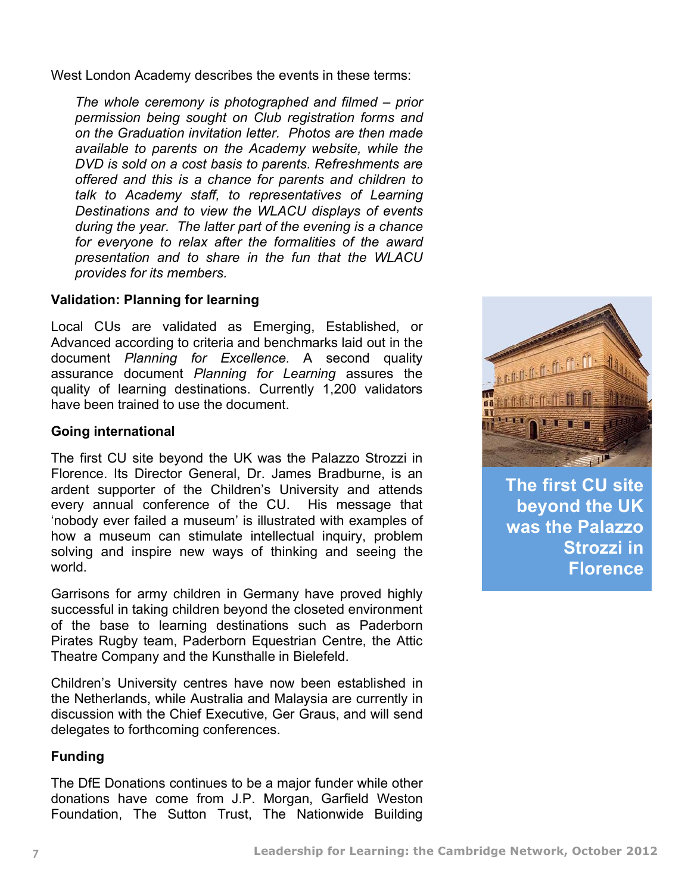West London Academy describes the events in these terms:

> *The whole ceremony is photographed and filmed – prior permission being sought on Club registration forms and on the Graduation invitation letter. Photos are then made available to parents on the Academy website, while the DVD is sold on a cost basis to parents. Refreshments are offered and this is a chance for parents and children to talk to Academy staff, to representatives of Learning Destinations and to view the WLACU displays of events during the year. The latter part of the evening is a chance for everyone to relax after the formalities of the award presentation and to share in the fun that the WLACU provides for its members.*

**Validation: Planning for learning**

Local CUs are validated as Emerging, Established, or Advanced according to criteria and benchmarks laid out in the document *Planning for Excellence.* A second quality assurance document *Planning for Learning* assures the quality of learning destinations. Currently 1,200 validators have been trained to use the document.

**Going international**

The first CU site beyond the UK was the Palazzo Strozzi in Florence. Its Director General, Dr. James Bradburne, is an ardent supporter of the Children's University and attends every annual conference of the CU. His message that 'nobody ever failed a museum' is illustrated with examples of how a museum can stimulate intellectual inquiry, problem solving and inspire new ways of thinking and seeing the world.

**The first CU site beyond the UK was the Palazzo Strozzi in Florence**

Garrisons for army children in Germany have proved highly successful in taking children beyond the closeted environment of the base to learning destinations such as Paderborn Pirates Rugby team, Paderborn Equestrian Centre, the Attic Theatre Company and the Kunsthalle in Bielefeld.

Children's University centres have now been established in the Netherlands, while Australia and Malaysia are currently in discussion with the Chief Executive, Ger Graus, and will send delegates to forthcoming conferences.

**Funding**

The DfE Donations continues to be a major funder while other donations have come from J.P. Morgan, Garfield Weston Foundation, The Sutton Trust, The Nationwide Building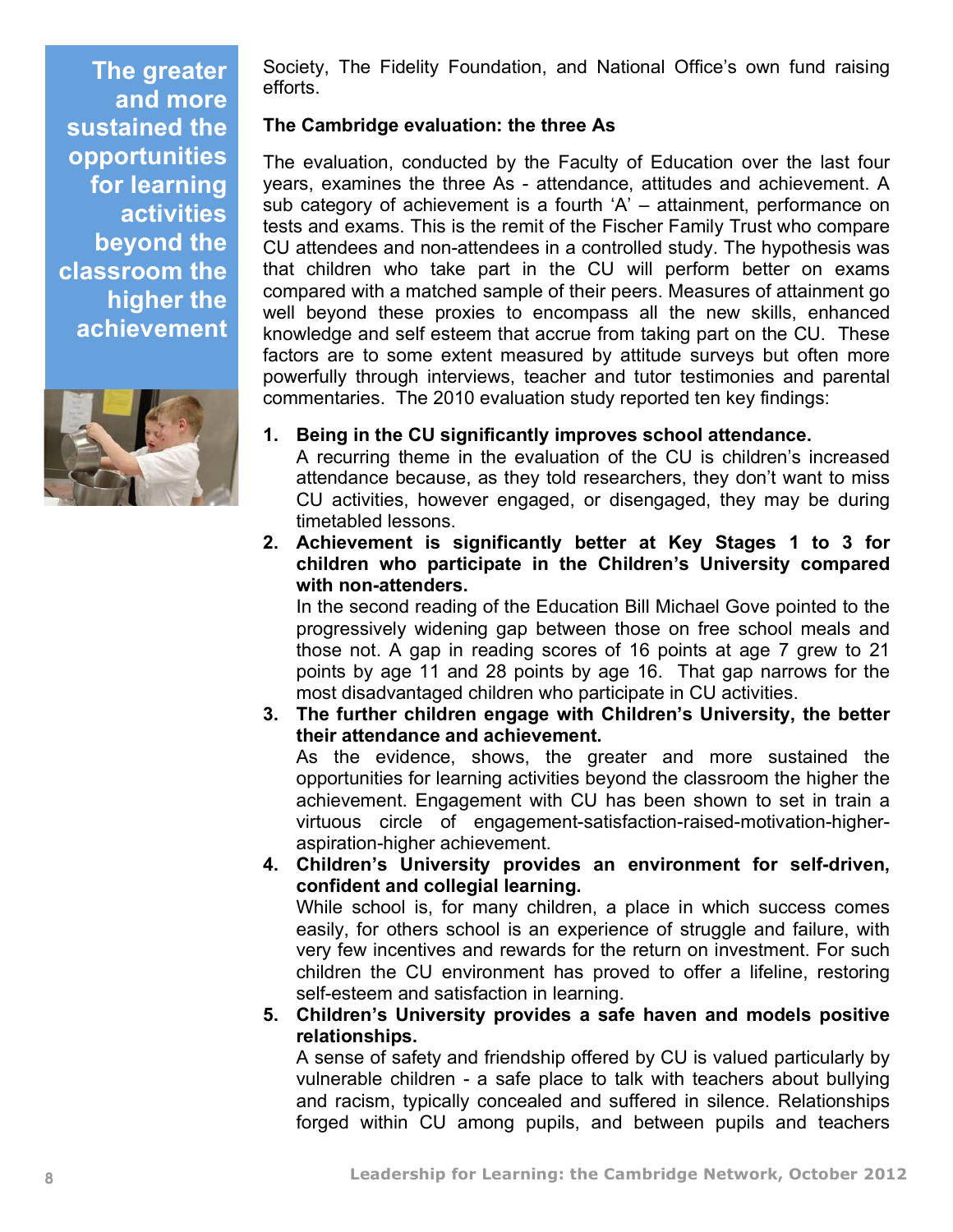**The greater and more sustained the opportunities for learning activities beyond the classroom the higher the achievement**

Society, The Fidelity Foundation, and National Office's own fund raising efforts.

**The Cambridge evaluation: the three As**

The evaluation, conducted by the Faculty of Education over the last four years, examines the three As - attendance, attitudes and achievement. A sub category of achievement is a fourth 'A' – attainment, performance on tests and exams. This is the remit of the Fischer Family Trust who compare CU attendees and non-attendees in a controlled study. The hypothesis was that children who take part in the CU will perform better on exams compared with a matched sample of their peers. Measures of attainment go well beyond these proxies to encompass all the new skills, enhanced knowledge and self esteem that accrue from taking part on the CU. These factors are to some extent measured by attitude surveys but often more powerfully through interviews, teacher and tutor testimonies and parental commentaries. The 2010 evaluation study reported ten key findings:

1. **Being in the CU significantly improves school attendance.**
   A recurring theme in the evaluation of the CU is children's increased attendance because, as they told researchers, they don't want to miss CU activities, however engaged, or disengaged, they may be during timetabled lessons.
2. **Achievement is significantly better at Key Stages 1 to 3 for children who participate in the Children's University compared with non-attenders.**
   In the second reading of the Education Bill Michael Gove pointed to the progressively widening gap between those on free school meals and those not. A gap in reading scores of 16 points at age 7 grew to 21 points by age 11 and 28 points by age 16. That gap narrows for the most disadvantaged children who participate in CU activities.
3. **The further children engage with Children's University, the better their attendance and achievement.**
   As the evidence, shows, the greater and more sustained the opportunities for learning activities beyond the classroom the higher the achievement. Engagement with CU has been shown to set in train a virtuous circle of engagement-satisfaction-raised-motivation-higher-aspiration-higher achievement.
4. **Children's University provides an environment for self-driven, confident and collegial learning.**
   While school is, for many children, a place in which success comes easily, for others school is an experience of struggle and failure, with very few incentives and rewards for the return on investment. For such children the CU environment has proved to offer a lifeline, restoring self-esteem and satisfaction in learning.
5. **Children's University provides a safe haven and models positive relationships.**
   A sense of safety and friendship offered by CU is valued particularly by vulnerable children - a safe place to talk with teachers about bullying and racism, typically concealed and suffered in silence. Relationships forged within CU among pupils, and between pupils and teachers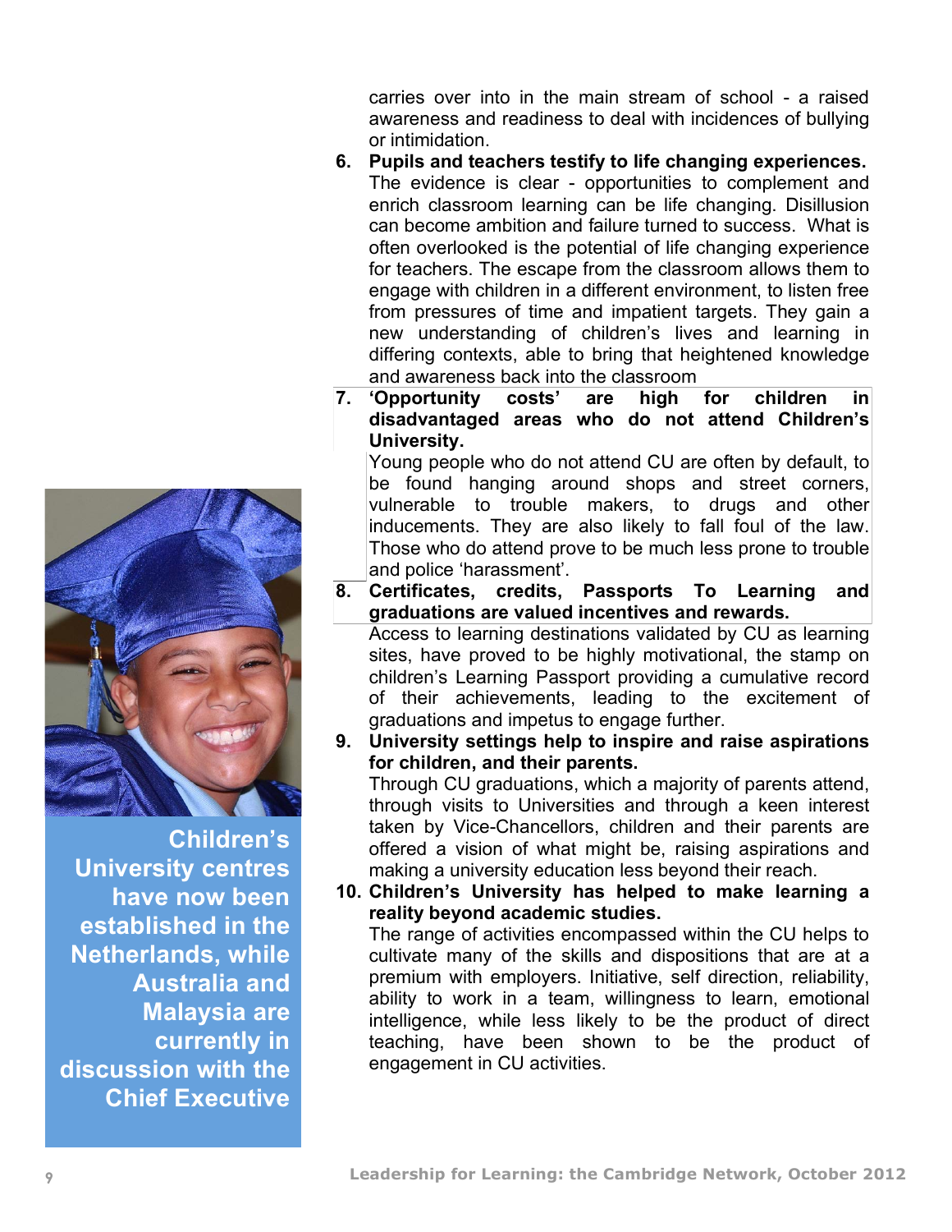carries over into in the main stream of school - a raised awareness and readiness to deal with incidences of bullying or intimidation.

6. **Pupils and teachers testify to life changing experiences.** The evidence is clear - opportunities to complement and enrich classroom learning can be life changing. Disillusion can become ambition and failure turned to success. What is often overlooked is the potential of life changing experience for teachers. The escape from the classroom allows them to engage with children in a different environment, to listen free from pressures of time and impatient targets. They gain a new understanding of children's lives and learning in differing contexts, able to bring that heightened knowledge and awareness back into the classroom

7. **'Opportunity costs' are high for children in disadvantaged areas who do not attend Children's University.** Young people who do not attend CU are often by default, to be found hanging around shops and street corners, vulnerable to trouble makers, to drugs and other inducements. They are also likely to fall foul of the law. Those who do attend prove to be much less prone to trouble and police 'harassment'.

8. **Certificates, credits, Passports To Learning and graduations are valued incentives and rewards.** Access to learning destinations validated by CU as learning sites, have proved to be highly motivational, the stamp on children's Learning Passport providing a cumulative record of their achievements, leading to the excitement of graduations and impetus to engage further.

9. **University settings help to inspire and raise aspirations for children, and their parents.** Through CU graduations, which a majority of parents attend, through visits to Universities and through a keen interest taken by Vice-Chancellors, children and their parents are offered a vision of what might be, raising aspirations and making a university education less beyond their reach.

10. **Children's University has helped to make learning a reality beyond academic studies.** The range of activities encompassed within the CU helps to cultivate many of the skills and dispositions that are at a premium with employers. Initiative, self direction, reliability, ability to work in a team, willingness to learn, emotional intelligence, while less likely to be the product of direct teaching, have been shown to be the product of engagement in CU activities.

**Children's University centres have now been established in the Netherlands, while Australia and Malaysia are currently in discussion with the Chief Executive**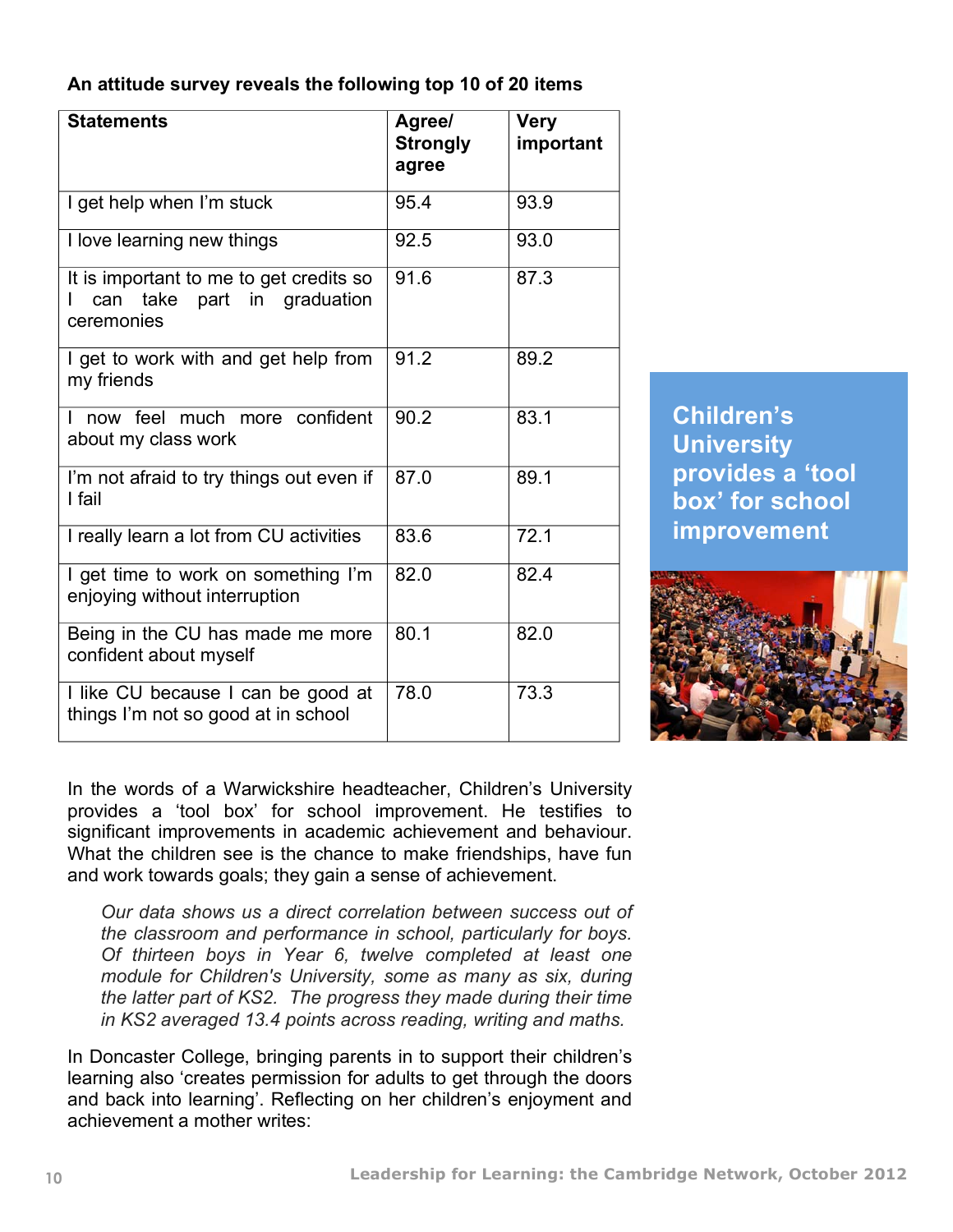**An attitude survey reveals the following top 10 of 20 items**

| Statements | Agree/ Strongly agree | Very important |
|---|---|---|
| I get help when I'm stuck | 95.4 | 93.9 |
| I love learning new things | 92.5 | 93.0 |
| It is important to me to get credits so I can take part in graduation ceremonies | 91.6 | 87.3 |
| I get to work with and get help from my friends | 91.2 | 89.2 |
| I now feel much more confident about my class work | 90.2 | 83.1 |
| I'm not afraid to try things out even if I fail | 87.0 | 89.1 |
| I really learn a lot from CU activities | 83.6 | 72.1 |
| I get time to work on something I'm enjoying without interruption | 82.0 | 82.4 |
| Being in the CU has made me more confident about myself | 80.1 | 82.0 |
| I like CU because I can be good at things I'm not so good at in school | 78.0 | 73.3 |

**Children's University provides a 'tool box' for school improvement**

In the words of a Warwickshire headteacher, Children's University provides a 'tool box' for school improvement. He testifies to significant improvements in academic achievement and behaviour. What the children see is the chance to make friendships, have fun and work towards goals; they gain a sense of achievement.

> *Our data shows us a direct correlation between success out of the classroom and performance in school, particularly for boys. Of thirteen boys in Year 6, twelve completed at least one module for Children's University, some as many as six, during the latter part of KS2. The progress they made during their time in KS2 averaged 13.4 points across reading, writing and maths.*

In Doncaster College, bringing parents in to support their children's learning also 'creates permission for adults to get through the doors and back into learning'. Reflecting on her children's enjoyment and achievement a mother writes: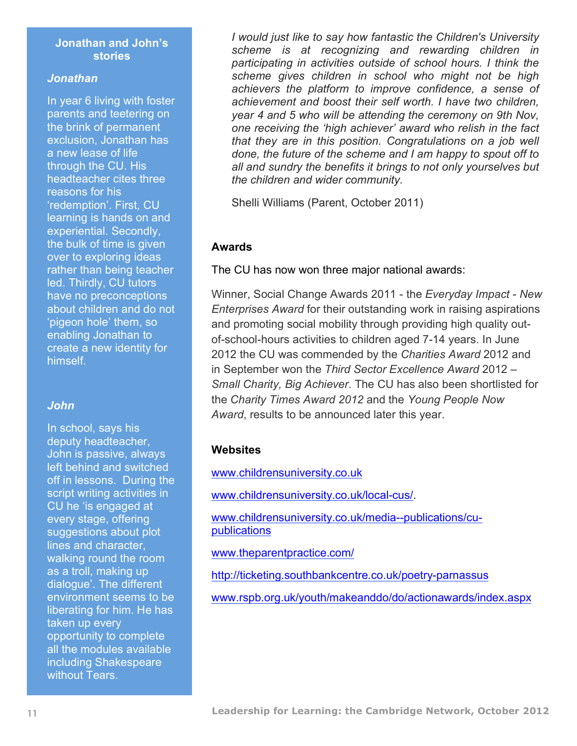## Jonathan and John's stories

### *Jonathan*

In year 6 living with foster parents and teetering on the brink of permanent exclusion, Jonathan has a new lease of life through the CU. His headteacher cites three reasons for his 'redemption'. First, CU learning is hands on and experiential. Secondly, the bulk of time is given over to exploring ideas rather than being teacher led. Thirdly, CU tutors have no preconceptions about children and do not 'pigeon hole' them, so enabling Jonathan to create a new identity for himself.

### *John*

In school, says his deputy headteacher, John is passive, always left behind and switched off in lessons. During the script writing activities in CU he 'is engaged at every stage, offering suggestions about plot lines and character, walking round the room as a troll, making up dialogue'. The different environment seems to be liberating for him. He has taken up every opportunity to complete all the modules available including Shakespeare without Tears.

*I would just like to say how fantastic the Children's University scheme is at recognizing and rewarding children in participating in activities outside of school hours. I think the scheme gives children in school who might not be high achievers the platform to improve confidence, a sense of achievement and boost their self worth. I have two children, year 4 and 5 who will be attending the ceremony on 9th Nov, one receiving the 'high achiever' award who relish in the fact that they are in this position. Congratulations on a job well done, the future of the scheme and I am happy to spout off to all and sundry the benefits it brings to not only yourselves but the children and wider community.*

Shelli Williams (Parent, October 2011)

### Awards

The CU has now won three major national awards:

Winner, Social Change Awards 2011 - the *Everyday Impact - New Enterprises Award* for their outstanding work in raising aspirations and promoting social mobility through providing high quality out-of-school-hours activities to children aged 7-14 years. In June 2012 the CU was commended by the *Charities Award* 2012 and in September won the *Third Sector Excellence Award* 2012 – *Small Charity, Big Achiever*. The CU has also been shortlisted for the *Charity Times Award 2012* and the *Young People Now Award*, results to be announced later this year.

### Websites

www.childrensuniversity.co.uk

www.childrensuniversity.co.uk/local-cus/.

www.childrensuniversity.co.uk/media--publications/cu-publications

www.theparentpractice.com/

http://ticketing.southbankcentre.co.uk/poetry-parnassus

www.rspb.org.uk/youth/makeanddo/do/actionawards/index.aspx